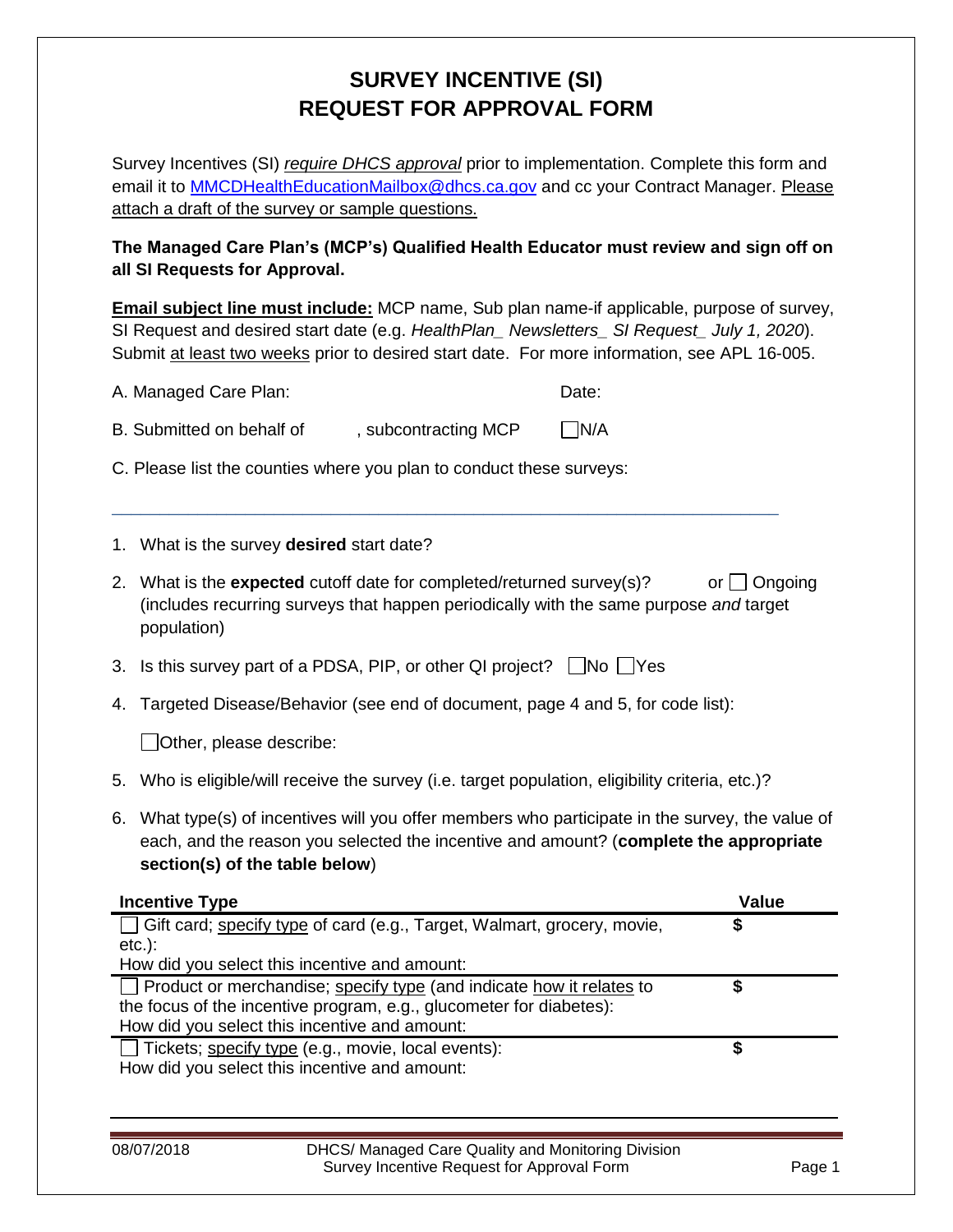# SURVEY INCENTIVE (SI) REQUEST FOR APPROVAL FORM

Survey Incentives (SI) *require DHCS approval* prior to implementation. Complete this form and email it to MMCDHealthEducationMailbox@dhcs.ca.gov and cc your Contract Manager. Please attach a draft of the survey or sample questions.

**The Managed Care Plan's (MCP's) Qualified Health Educator must review and sign off on all SI Requests for Approval.**

**Email subject line must include:** MCP name, Sub plan name-if applicable, purpose of survey, SI Request and desired start date (e.g. *HealthPlan_ Newsletters_ SI Request_ July 1, 2020*). Submit at least two weeks prior to desired start date. For more information, see APL 16-005.

A. Managed Care Plan: Date:

B. Submitted on behalf of , subcontracting MCP ☐N/A

C. Please list the counties where you plan to conduct these surveys:

___

1. What is the survey **desired** start date?
2. What is the **expected** cutoff date for completed/returned survey(s)? or ☐ Ongoing (includes recurring surveys that happen periodically with the same purpose *and* target population)
3. Is this survey part of a PDSA, PIP, or other QI project? ☐No ☐Yes
4. Targeted Disease/Behavior (see end of document, page 4 and 5, for code list):

   ☐Other, please describe:
5. Who is eligible/will receive the survey (i.e. target population, eligibility criteria, etc.)?
6. What type(s) of incentives will you offer members who participate in the survey, the value of each, and the reason you selected the incentive and amount? (**complete the appropriate section(s) of the table below**)

| Incentive Type | Value |
|---|---|
| ☐ Gift card; specify type of card (e.g., Target, Walmart, grocery, movie, etc.):<br>How did you select this incentive and amount: | $ |
| ☐ Product or merchandise; specify type (and indicate how it relates to the focus of the incentive program, e.g., glucometer for diabetes):<br>How did you select this incentive and amount: | $ |
| ☐ Tickets; specify type (e.g., movie, local events):<br>How did you select this incentive and amount: | $ |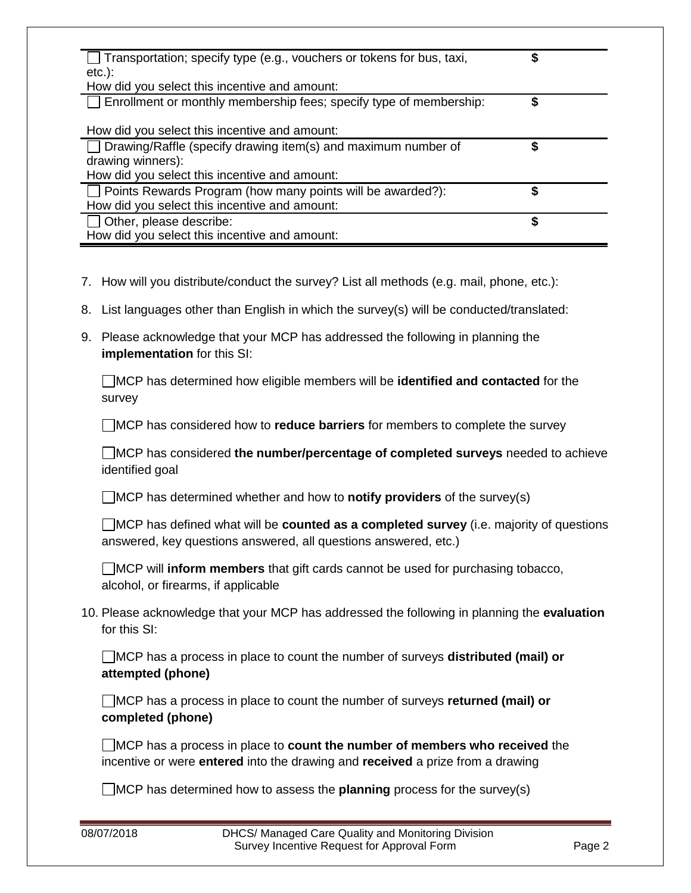| | |
|---|---|
| ☐ Transportation; specify type (e.g., vouchers or tokens for bus, taxi, etc.):<br>How did you select this incentive and amount: | $ |
| ☐ Enrollment or monthly membership fees; specify type of membership:<br><br>How did you select this incentive and amount: | $ |
| ☐ Drawing/Raffle (specify drawing item(s) and maximum number of drawing winners):<br>How did you select this incentive and amount: | $ |
| ☐ Points Rewards Program (how many points will be awarded?):<br>How did you select this incentive and amount: | $ |
| ☐ Other, please describe:<br>How did you select this incentive and amount: | $ |

7. How will you distribute/conduct the survey? List all methods (e.g. mail, phone, etc.):

8. List languages other than English in which the survey(s) will be conducted/translated:

9. Please acknowledge that your MCP has addressed the following in planning the **implementation** for this SI:

   ☐MCP has determined how eligible members will be **identified and contacted** for the survey

   ☐MCP has considered how to **reduce barriers** for members to complete the survey

   ☐MCP has considered **the number/percentage of completed surveys** needed to achieve identified goal

   ☐MCP has determined whether and how to **notify providers** of the survey(s)

   ☐MCP has defined what will be **counted as a completed survey** (i.e. majority of questions answered, key questions answered, all questions answered, etc.)

   ☐MCP will **inform members** that gift cards cannot be used for purchasing tobacco, alcohol, or firearms, if applicable

10. Please acknowledge that your MCP has addressed the following in planning the **evaluation** for this SI:

    ☐MCP has a process in place to count the number of surveys **distributed (mail) or attempted (phone)**

    ☐MCP has a process in place to count the number of surveys **returned (mail) or completed (phone)**

    ☐MCP has a process in place to **count the number of members who received** the incentive or were **entered** into the drawing and **received** a prize from a drawing

    ☐MCP has determined how to assess the **planning** process for the survey(s)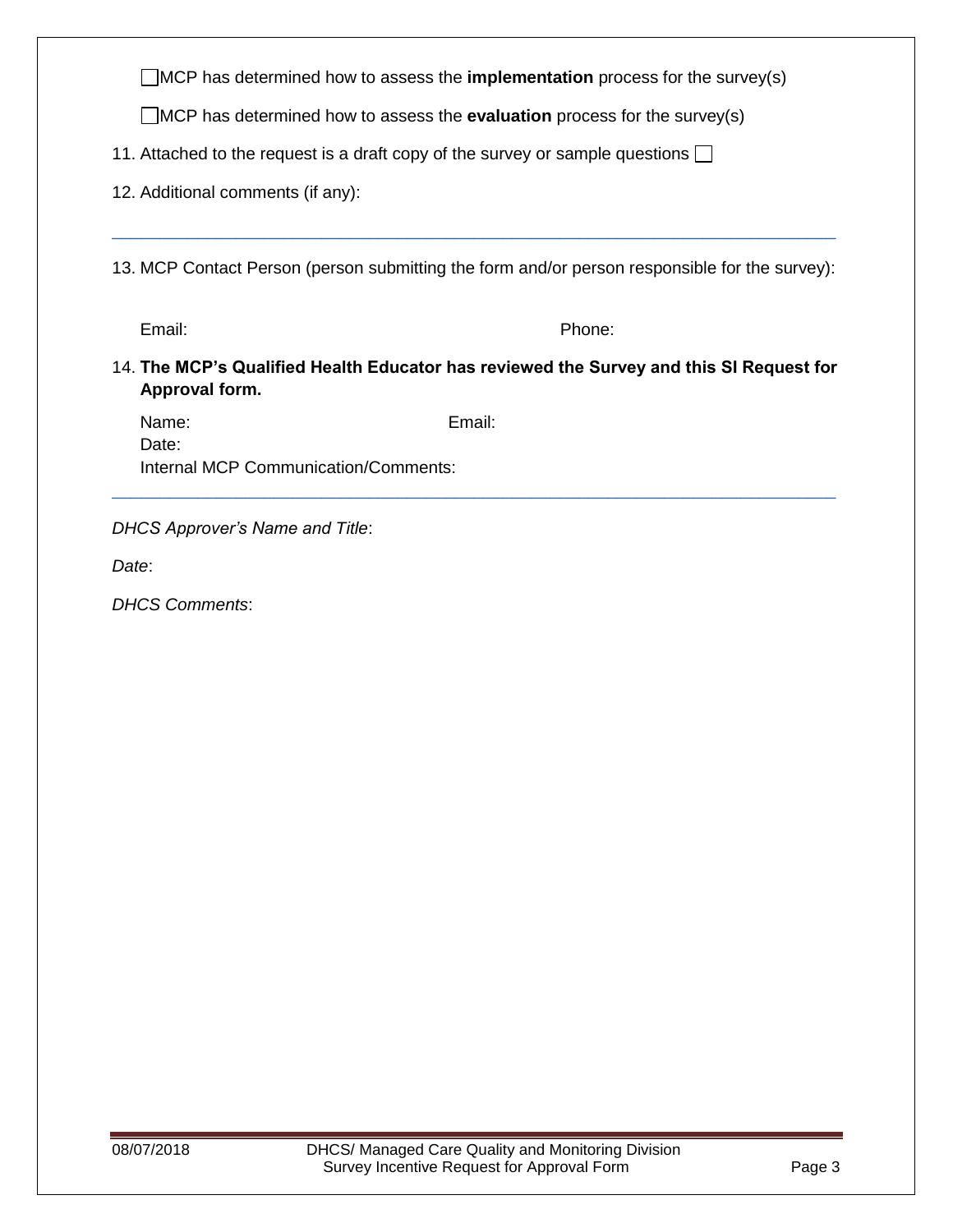☐ MCP has determined how to assess the **implementation** process for the survey(s)

☐ MCP has determined how to assess the **evaluation** process for the survey(s)

11. Attached to the request is a draft copy of the survey or sample questions ☐

12. Additional comments (if any):

---

13. MCP Contact Person (person submitting the form and/or person responsible for the survey):

    Email: Phone:

14. **The MCP's Qualified Health Educator has reviewed the Survey and this SI Request for Approval form.**

    Name: Email:
    Date:
    Internal MCP Communication/Comments:

---

*DHCS Approver's Name and Title*:

*Date*:

*DHCS Comments*: